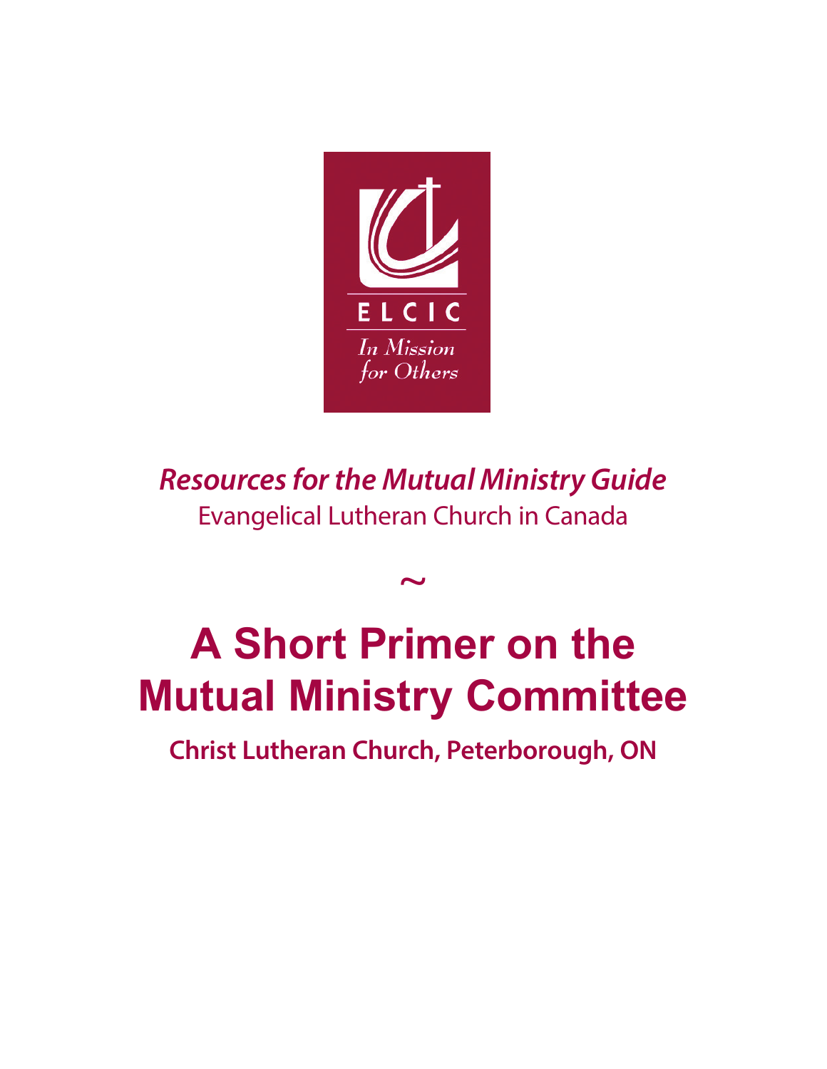ELCIC

*In Mission for Others*

***Resources for the Mutual Ministry Guide***

Evangelical Lutheran Church in Canada

~

# A Short Primer on the Mutual Ministry Committee

**Christ Lutheran Church, Peterborough, ON**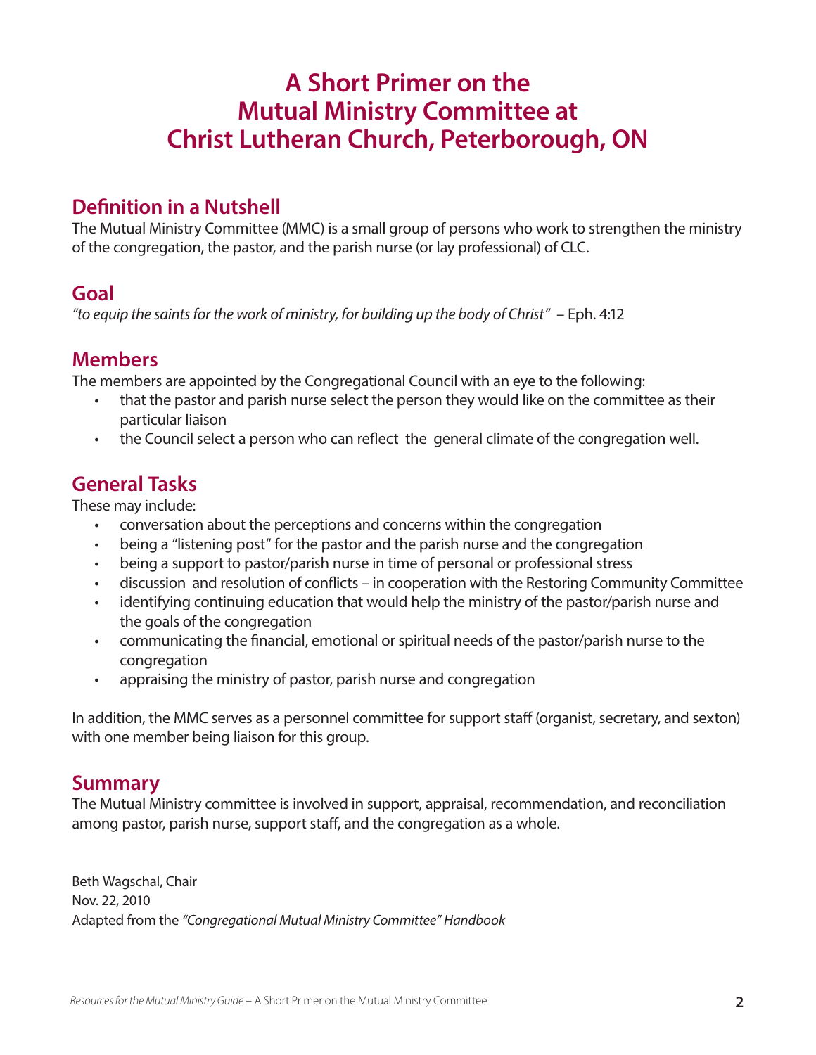# A Short Primer on the Mutual Ministry Committee at Christ Lutheran Church, Peterborough, ON

## Definition in a Nutshell

The Mutual Ministry Committee (MMC) is a small group of persons who work to strengthen the ministry of the congregation, the pastor, and the parish nurse (or lay professional) of CLC.

## Goal

*"to equip the saints for the work of ministry, for building up the body of Christ"* – Eph. 4:12

## Members

The members are appointed by the Congregational Council with an eye to the following:

- that the pastor and parish nurse select the person they would like on the committee as their particular liaison
- the Council select a person who can reflect the general climate of the congregation well.

## General Tasks

These may include:

- conversation about the perceptions and concerns within the congregation
- being a "listening post" for the pastor and the parish nurse and the congregation
- being a support to pastor/parish nurse in time of personal or professional stress
- discussion and resolution of conflicts – in cooperation with the Restoring Community Committee
- identifying continuing education that would help the ministry of the pastor/parish nurse and the goals of the congregation
- communicating the financial, emotional or spiritual needs of the pastor/parish nurse to the congregation
- appraising the ministry of pastor, parish nurse and congregation

In addition, the MMC serves as a personnel committee for support staff (organist, secretary, and sexton) with one member being liaison for this group.

## Summary

The Mutual Ministry committee is involved in support, appraisal, recommendation, and reconciliation among pastor, parish nurse, support staff, and the congregation as a whole.

Beth Wagschal, Chair
Nov. 22, 2010
Adapted from the *"Congregational Mutual Ministry Committee" Handbook*